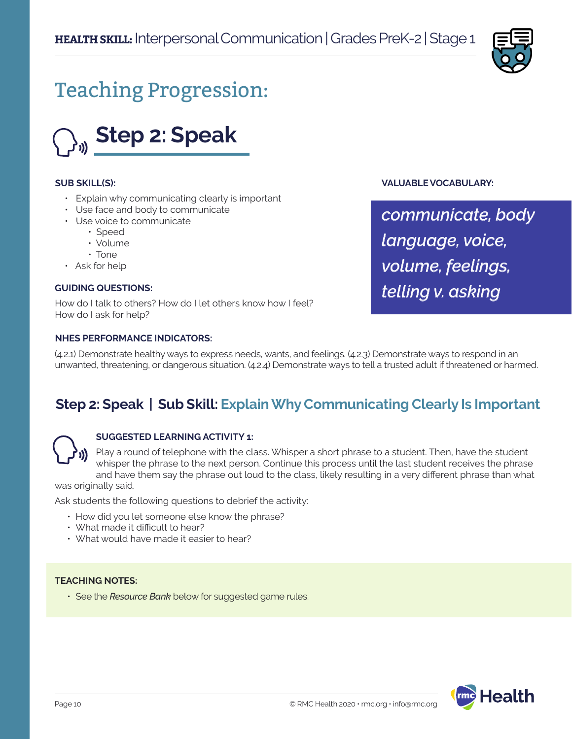**HEALTH SKILL:** Interpersonal Communication | Grades PreK-2 | Stage 1

# Teaching Progression:

## Step 2: Speak

**SUB SKILL(S):**

- Explain why communicating clearly is important
- Use face and body to communicate
- Use voice to communicate
  - Speed
  - Volume
  - Tone
- Ask for help

**GUIDING QUESTIONS:**

How do I talk to others? How do I let others know how I feel? How do I ask for help?

**VALUABLE VOCABULARY:**

*communicate, body language, voice, volume, feelings, telling v. asking*

**NHES PERFORMANCE INDICATORS:**

(4.2.1) Demonstrate healthy ways to express needs, wants, and feelings. (4.2.3) Demonstrate ways to respond in an unwanted, threatening, or dangerous situation. (4.2.4) Demonstrate ways to tell a trusted adult if threatened or harmed.

### Step 2: Speak | Sub Skill: Explain Why Communicating Clearly Is Important

**SUGGESTED LEARNING ACTIVITY 1:**

Play a round of telephone with the class. Whisper a short phrase to a student. Then, have the student whisper the phrase to the next person. Continue this process until the last student receives the phrase and have them say the phrase out loud to the class, likely resulting in a very different phrase than what was originally said.

Ask students the following questions to debrief the activity:

- How did you let someone else know the phrase?
- What made it difficult to hear?
- What would have made it easier to hear?

**TEACHING NOTES:**

- See the *Resource Bank* below for suggested game rules.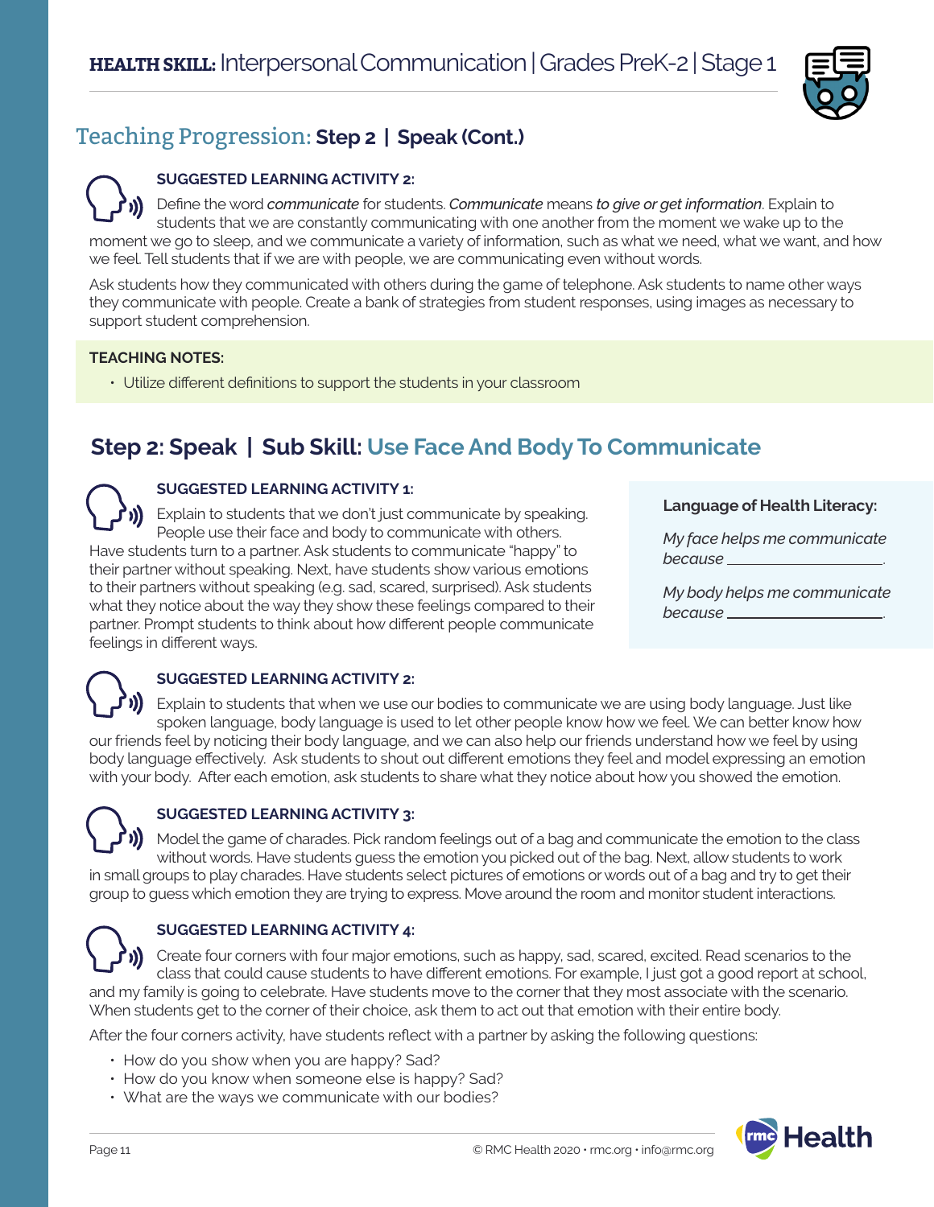## Teaching Progression: Step 2 | Speak (Cont.)

**SUGGESTED LEARNING ACTIVITY 2:**

Define the word *communicate* for students. *Communicate* means *to give or get information*. Explain to students that we are constantly communicating with one another from the moment we wake up to the moment we go to sleep, and we communicate a variety of information, such as what we need, what we want, and how we feel. Tell students that if we are with people, we are communicating even without words.

Ask students how they communicated with others during the game of telephone. Ask students to name other ways they communicate with people. Create a bank of strategies from student responses, using images as necessary to support student comprehension.

**TEACHING NOTES:**

- Utilize different definitions to support the students in your classroom

## Step 2: Speak | Sub Skill: Use Face And Body To Communicate

**SUGGESTED LEARNING ACTIVITY 1:**

Explain to students that we don't just communicate by speaking. People use their face and body to communicate with others. Have students turn to a partner. Ask students to communicate "happy" to their partner without speaking. Next, have students show various emotions to their partners without speaking (e.g. sad, scared, surprised). Ask students what they notice about the way they show these feelings compared to their partner. Prompt students to think about how different people communicate feelings in different ways.

**Language of Health Literacy:**

*My face helps me communicate because* ________________.

*My body helps me communicate because* ________________.

**SUGGESTED LEARNING ACTIVITY 2:**

Explain to students that when we use our bodies to communicate we are using body language. Just like spoken language, body language is used to let other people know how we feel. We can better know how our friends feel by noticing their body language, and we can also help our friends understand how we feel by using body language effectively. Ask students to shout out different emotions they feel and model expressing an emotion with your body. After each emotion, ask students to share what they notice about how you showed the emotion.

**SUGGESTED LEARNING ACTIVITY 3:**

Model the game of charades. Pick random feelings out of a bag and communicate the emotion to the class without words. Have students guess the emotion you picked out of the bag. Next, allow students to work in small groups to play charades. Have students select pictures of emotions or words out of a bag and try to get their group to guess which emotion they are trying to express. Move around the room and monitor student interactions.

**SUGGESTED LEARNING ACTIVITY 4:**

Create four corners with four major emotions, such as happy, sad, scared, excited. Read scenarios to the class that could cause students to have different emotions. For example, I just got a good report at school, and my family is going to celebrate. Have students move to the corner that they most associate with the scenario. When students get to the corner of their choice, ask them to act out that emotion with their entire body.

After the four corners activity, have students reflect with a partner by asking the following questions:

- How do you show when you are happy? Sad?
- How do you know when someone else is happy? Sad?
- What are the ways we communicate with our bodies?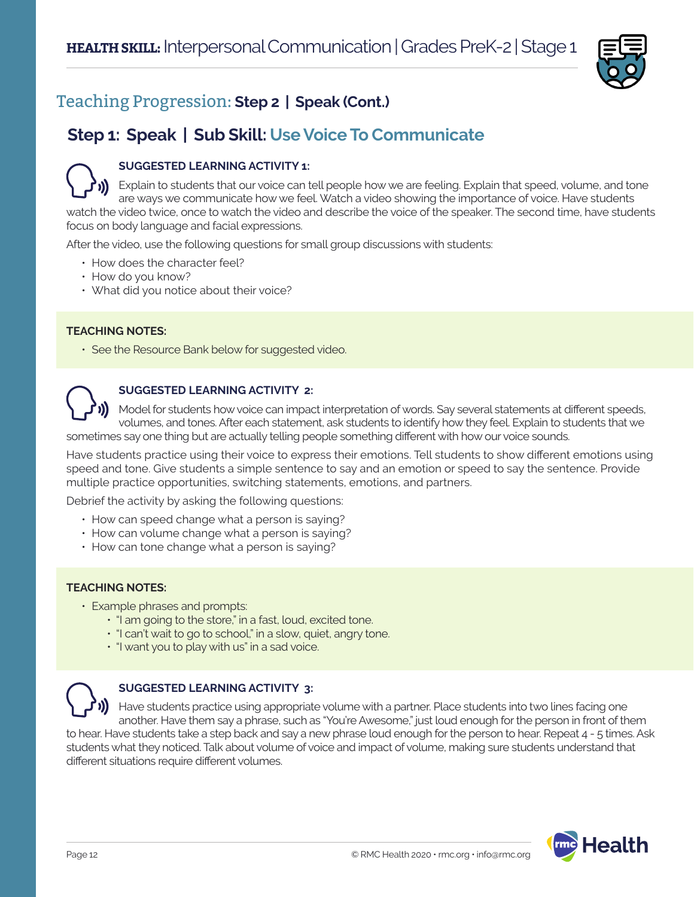## Teaching Progression: Step 2 | Speak (Cont.)

### Step 1: Speak | Sub Skill: Use Voice To Communicate

**SUGGESTED LEARNING ACTIVITY 1:**

Explain to students that our voice can tell people how we are feeling. Explain that speed, volume, and tone are ways we communicate how we feel. Watch a video showing the importance of voice. Have students watch the video twice, once to watch the video and describe the voice of the speaker. The second time, have students focus on body language and facial expressions.

After the video, use the following questions for small group discussions with students:

- How does the character feel?
- How do you know?
- What did you notice about their voice?

**TEACHING NOTES:**

- See the Resource Bank below for suggested video.

**SUGGESTED LEARNING ACTIVITY 2:**

Model for students how voice can impact interpretation of words. Say several statements at different speeds, volumes, and tones. After each statement, ask students to identify how they feel. Explain to students that we sometimes say one thing but are actually telling people something different with how our voice sounds.

Have students practice using their voice to express their emotions. Tell students to show different emotions using speed and tone. Give students a simple sentence to say and an emotion or speed to say the sentence. Provide multiple practice opportunities, switching statements, emotions, and partners.

Debrief the activity by asking the following questions:

- How can speed change what a person is saying?
- How can volume change what a person is saying?
- How can tone change what a person is saying?

**TEACHING NOTES:**

- Example phrases and prompts:
  - "I am going to the store," in a fast, loud, excited tone.
  - "I can't wait to go to school," in a slow, quiet, angry tone.
  - "I want you to play with us" in a sad voice.

**SUGGESTED LEARNING ACTIVITY 3:**

Have students practice using appropriate volume with a partner. Place students into two lines facing one another. Have them say a phrase, such as "You're Awesome," just loud enough for the person in front of them to hear. Have students take a step back and say a new phrase loud enough for the person to hear. Repeat 4 - 5 times. Ask students what they noticed. Talk about volume of voice and impact of volume, making sure students understand that different situations require different volumes.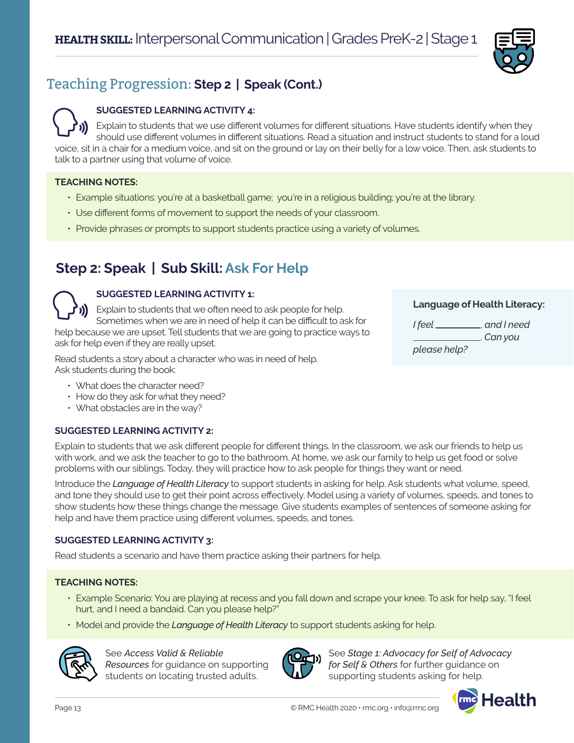## Teaching Progression: Step 2 | Speak (Cont.)

**SUGGESTED LEARNING ACTIVITY 4:**

Explain to students that we use different volumes for different situations. Have students identify when they should use different volumes in different situations. Read a situation and instruct students to stand for a loud voice, sit in a chair for a medium voice, and sit on the ground or lay on their belly for a low voice. Then, ask students to talk to a partner using that volume of voice.

**TEACHING NOTES:**

- Example situations: you're at a basketball game; you're in a religious building; you're at the library.
- Use different forms of movement to support the needs of your classroom.
- Provide phrases or prompts to support students practice using a variety of volumes.

## Step 2: Speak | Sub Skill: Ask For Help

**SUGGESTED LEARNING ACTIVITY 1:**

Explain to students that we often need to ask people for help. Sometimes when we are in need of help it can be difficult to ask for help because we are upset. Tell students that we are going to practice ways to ask for help even if they are really upset.

Read students a story about a character who was in need of help. Ask students during the book:

- What does the character need?
- How do they ask for what they need?
- What obstacles are in the way?

**Language of Health Literacy:**

*I feel ________, and I need ____________. Can you please help?*

**SUGGESTED LEARNING ACTIVITY 2:**

Explain to students that we ask different people for different things. In the classroom, we ask our friends to help us with work, and we ask the teacher to go to the bathroom. At home, we ask our family to help us get food or solve problems with our siblings. Today, they will practice how to ask people for things they want or need.

Introduce the *Language of Health Literacy* to support students in asking for help. Ask students what volume, speed, and tone they should use to get their point across effectively. Model using a variety of volumes, speeds, and tones to show students how these things change the message. Give students examples of sentences of someone asking for help and have them practice using different volumes, speeds, and tones.

**SUGGESTED LEARNING ACTIVITY 3:**

Read students a scenario and have them practice asking their partners for help.

**TEACHING NOTES:**

- Example Scenario: You are playing at recess and you fall down and scrape your knee. To ask for help say, "I feel hurt, and I need a bandaid. Can you please help?"
- Model and provide the *Language of Health Literacy* to support students asking for help.

See *Access Valid & Reliable Resources* for guidance on supporting students on locating trusted adults.

See *Stage 1: Advocacy for Self of Advocacy for Self & Others* for further guidance on supporting students asking for help.